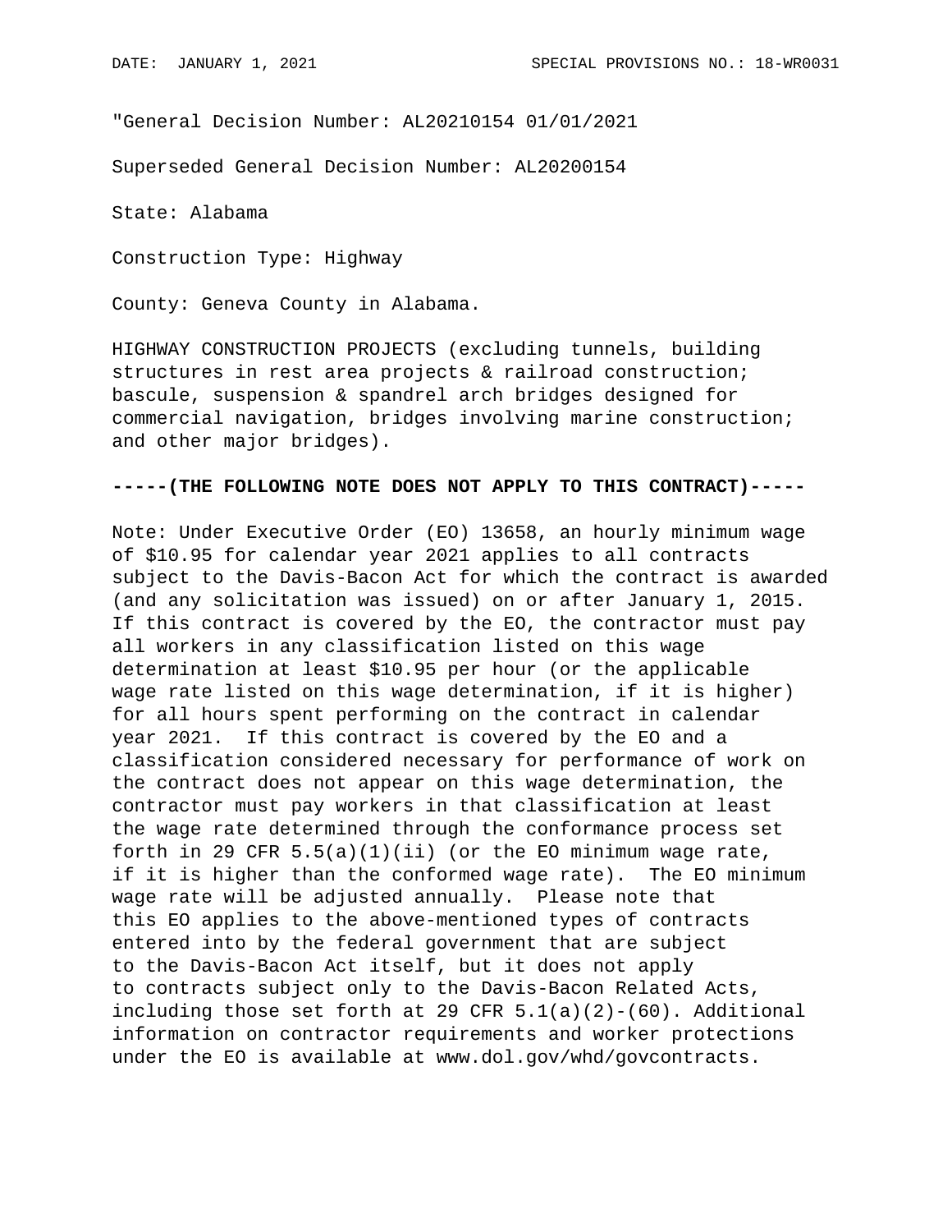"General Decision Number: AL20210154 01/01/2021

Superseded General Decision Number: AL20200154

State: Alabama

Construction Type: Highway

County: Geneva County in Alabama.

HIGHWAY CONSTRUCTION PROJECTS (excluding tunnels, building structures in rest area projects & railroad construction; bascule, suspension & spandrel arch bridges designed for commercial navigation, bridges involving marine construction; and other major bridges).

**-----(THE FOLLOWING NOTE DOES NOT APPLY TO THIS CONTRACT)-----**

Note: Under Executive Order (EO) 13658, an hourly minimum wage of $10.95 for calendar year 2021 applies to all contracts subject to the Davis-Bacon Act for which the contract is awarded (and any solicitation was issued) on or after January 1, 2015. If this contract is covered by the EO, the contractor must pay all workers in any classification listed on this wage determination at least $10.95 per hour (or the applicable wage rate listed on this wage determination, if it is higher) for all hours spent performing on the contract in calendar year 2021. If this contract is covered by the EO and a classification considered necessary for performance of work on the contract does not appear on this wage determination, the contractor must pay workers in that classification at least the wage rate determined through the conformance process set forth in 29 CFR 5.5(a)(1)(ii) (or the EO minimum wage rate, if it is higher than the conformed wage rate). The EO minimum wage rate will be adjusted annually. Please note that this EO applies to the above-mentioned types of contracts entered into by the federal government that are subject to the Davis-Bacon Act itself, but it does not apply to contracts subject only to the Davis-Bacon Related Acts, including those set forth at 29 CFR 5.1(a)(2)-(60). Additional information on contractor requirements and worker protections under the EO is available at www.dol.gov/whd/govcontracts.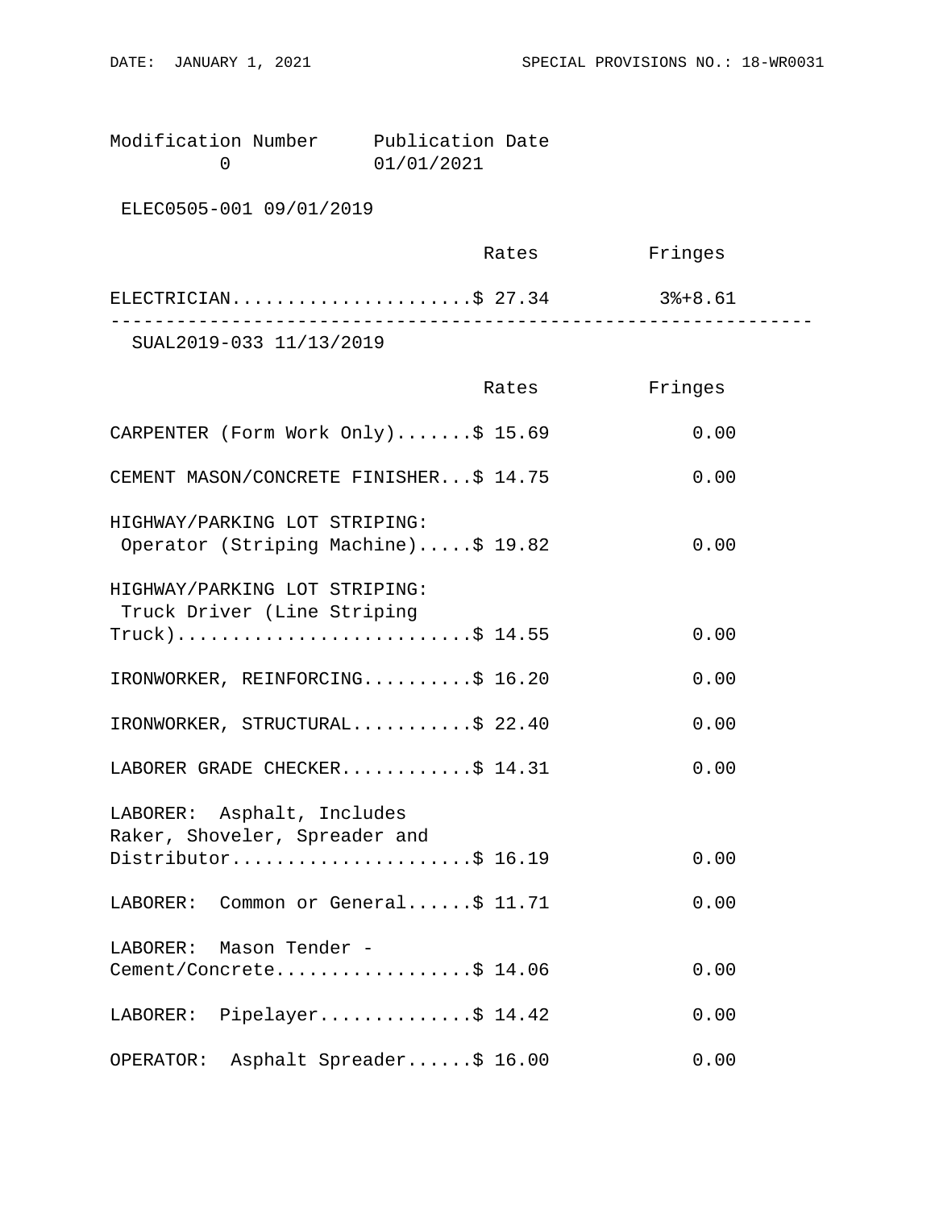| Modification Number | Publication Date |
|---|---|
| 0 | 01/01/2021 |

ELEC0505-001 09/01/2019

| | Rates | Fringes |
|---|---|---|
| ELECTRICIAN | $ 27.34 | 3%+8.61 |

---

SUAL2019-033 11/13/2019

| | Rates | Fringes |
|---|---|---|
| CARPENTER (Form Work Only) | $ 15.69 | 0.00 |
| CEMENT MASON/CONCRETE FINISHER | $ 14.75 | 0.00 |
| HIGHWAY/PARKING LOT STRIPING: Operator (Striping Machine) | $ 19.82 | 0.00 |
| HIGHWAY/PARKING LOT STRIPING: Truck Driver (Line Striping Truck) | $ 14.55 | 0.00 |
| IRONWORKER, REINFORCING | $ 16.20 | 0.00 |
| IRONWORKER, STRUCTURAL | $ 22.40 | 0.00 |
| LABORER GRADE CHECKER | $ 14.31 | 0.00 |
| LABORER: Asphalt, Includes Raker, Shoveler, Spreader and Distributor | $ 16.19 | 0.00 |
| LABORER: Common or General | $ 11.71 | 0.00 |
| LABORER: Mason Tender - Cement/Concrete | $ 14.06 | 0.00 |
| LABORER: Pipelayer | $ 14.42 | 0.00 |
| OPERATOR: Asphalt Spreader | $ 16.00 | 0.00 |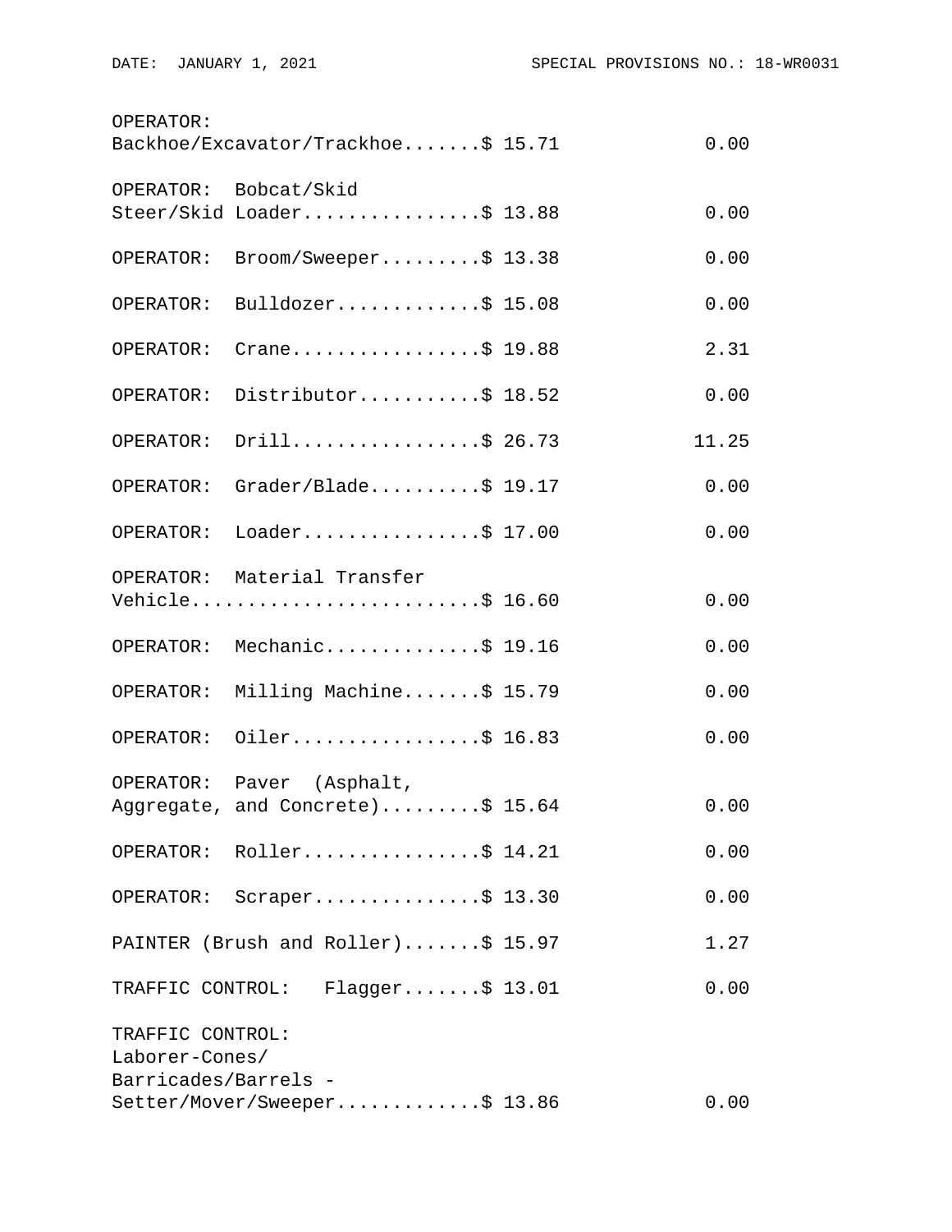| | Rates | Fringes |
|---|---|---|
| OPERATOR: Backhoe/Excavator/Trackhoe | $ 15.71 | 0.00 |
| OPERATOR: Bobcat/Skid Steer/Skid Loader | $ 13.88 | 0.00 |
| OPERATOR: Broom/Sweeper | $ 13.38 | 0.00 |
| OPERATOR: Bulldozer | $ 15.08 | 0.00 |
| OPERATOR: Crane | $ 19.88 | 2.31 |
| OPERATOR: Distributor | $ 18.52 | 0.00 |
| OPERATOR: Drill | $ 26.73 | 11.25 |
| OPERATOR: Grader/Blade | $ 19.17 | 0.00 |
| OPERATOR: Loader | $ 17.00 | 0.00 |
| OPERATOR: Material Transfer Vehicle | $ 16.60 | 0.00 |
| OPERATOR: Mechanic | $ 19.16 | 0.00 |
| OPERATOR: Milling Machine | $ 15.79 | 0.00 |
| OPERATOR: Oiler | $ 16.83 | 0.00 |
| OPERATOR: Paver (Asphalt, Aggregate, and Concrete) | $ 15.64 | 0.00 |
| OPERATOR: Roller | $ 14.21 | 0.00 |
| OPERATOR: Scraper | $ 13.30 | 0.00 |
| PAINTER (Brush and Roller) | $ 15.97 | 1.27 |
| TRAFFIC CONTROL: Flagger | $ 13.01 | 0.00 |
| TRAFFIC CONTROL: Laborer-Cones/ Barricades/Barrels - Setter/Mover/Sweeper | $ 13.86 | 0.00 |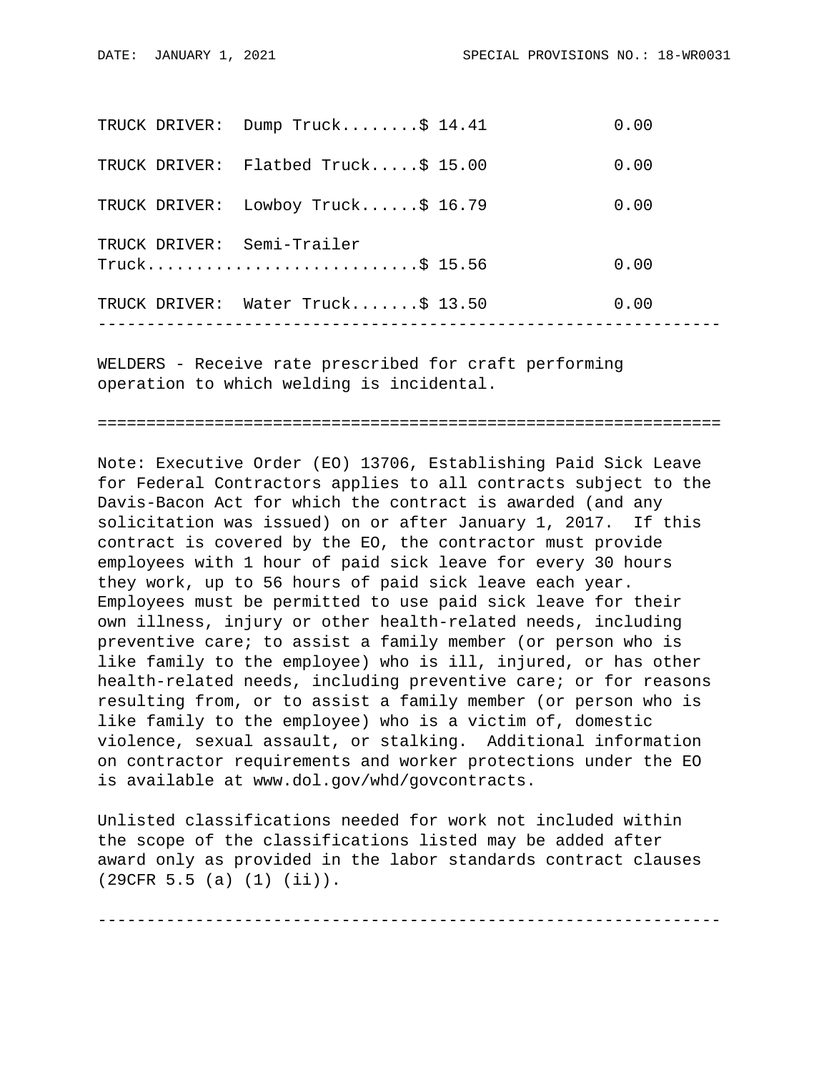| Classification | Rates | Fringes |
|---|---|---|
| TRUCK DRIVER: Dump Truck | $ 14.41 | 0.00 |
| TRUCK DRIVER: Flatbed Truck | $ 15.00 | 0.00 |
| TRUCK DRIVER: Lowboy Truck | $ 16.79 | 0.00 |
| TRUCK DRIVER: Semi-Trailer Truck | $ 15.56 | 0.00 |
| TRUCK DRIVER: Water Truck | $ 13.50 | 0.00 |

---

WELDERS - Receive rate prescribed for craft performing operation to which welding is incidental.

---

Note: Executive Order (EO) 13706, Establishing Paid Sick Leave for Federal Contractors applies to all contracts subject to the Davis-Bacon Act for which the contract is awarded (and any solicitation was issued) on or after January 1, 2017. If this contract is covered by the EO, the contractor must provide employees with 1 hour of paid sick leave for every 30 hours they work, up to 56 hours of paid sick leave each year. Employees must be permitted to use paid sick leave for their own illness, injury or other health-related needs, including preventive care; to assist a family member (or person who is like family to the employee) who is ill, injured, or has other health-related needs, including preventive care; or for reasons resulting from, or to assist a family member (or person who is like family to the employee) who is a victim of, domestic violence, sexual assault, or stalking. Additional information on contractor requirements and worker protections under the EO is available at www.dol.gov/whd/govcontracts.

Unlisted classifications needed for work not included within the scope of the classifications listed may be added after award only as provided in the labor standards contract clauses (29CFR 5.5 (a) (1) (ii)).

---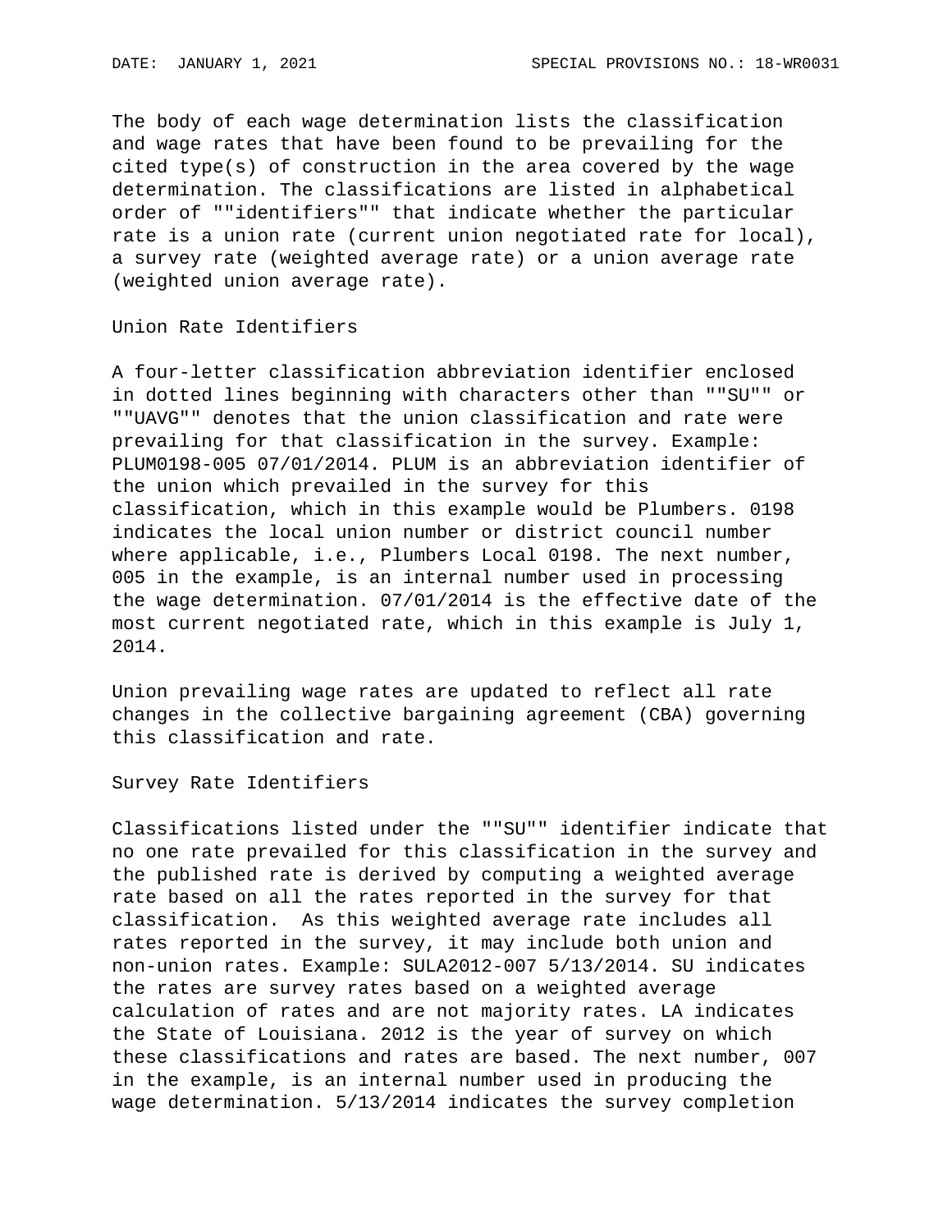The body of each wage determination lists the classification and wage rates that have been found to be prevailing for the cited type(s) of construction in the area covered by the wage determination. The classifications are listed in alphabetical order of ""identifiers"" that indicate whether the particular rate is a union rate (current union negotiated rate for local), a survey rate (weighted average rate) or a union average rate (weighted union average rate).

Union Rate Identifiers

A four-letter classification abbreviation identifier enclosed in dotted lines beginning with characters other than ""SU"" or ""UAVG"" denotes that the union classification and rate were prevailing for that classification in the survey. Example: PLUM0198-005 07/01/2014. PLUM is an abbreviation identifier of the union which prevailed in the survey for this classification, which in this example would be Plumbers. 0198 indicates the local union number or district council number where applicable, i.e., Plumbers Local 0198. The next number, 005 in the example, is an internal number used in processing the wage determination. 07/01/2014 is the effective date of the most current negotiated rate, which in this example is July 1, 2014.

Union prevailing wage rates are updated to reflect all rate changes in the collective bargaining agreement (CBA) governing this classification and rate.

Survey Rate Identifiers

Classifications listed under the ""SU"" identifier indicate that no one rate prevailed for this classification in the survey and the published rate is derived by computing a weighted average rate based on all the rates reported in the survey for that classification. As this weighted average rate includes all rates reported in the survey, it may include both union and non-union rates. Example: SULA2012-007 5/13/2014. SU indicates the rates are survey rates based on a weighted average calculation of rates and are not majority rates. LA indicates the State of Louisiana. 2012 is the year of survey on which these classifications and rates are based. The next number, 007 in the example, is an internal number used in producing the wage determination. 5/13/2014 indicates the survey completion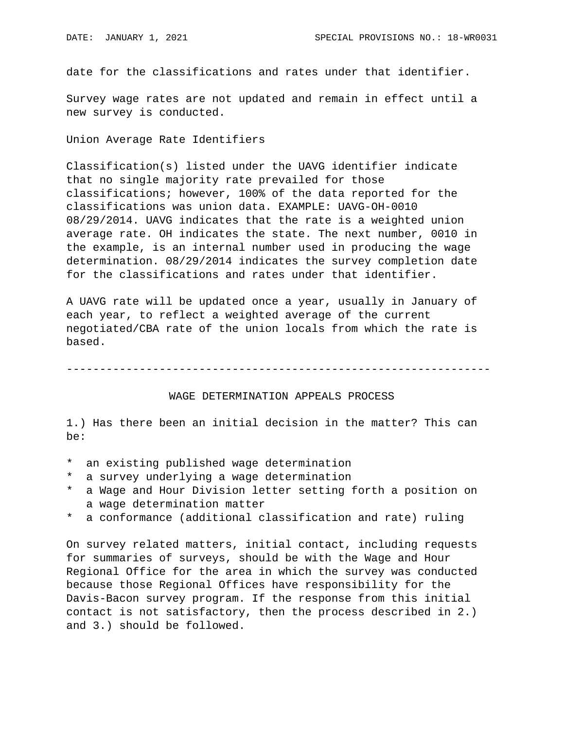date for the classifications and rates under that identifier.

Survey wage rates are not updated and remain in effect until a new survey is conducted.

Union Average Rate Identifiers

Classification(s) listed under the UAVG identifier indicate that no single majority rate prevailed for those classifications; however, 100% of the data reported for the classifications was union data. EXAMPLE: UAVG-OH-0010 08/29/2014. UAVG indicates that the rate is a weighted union average rate. OH indicates the state. The next number, 0010 in the example, is an internal number used in producing the wage determination. 08/29/2014 indicates the survey completion date for the classifications and rates under that identifier.

A UAVG rate will be updated once a year, usually in January of each year, to reflect a weighted average of the current negotiated/CBA rate of the union locals from which the rate is based.

---

## WAGE DETERMINATION APPEALS PROCESS

1.) Has there been an initial decision in the matter? This can be:

* an existing published wage determination
* a survey underlying a wage determination
* a Wage and Hour Division letter setting forth a position on a wage determination matter
* a conformance (additional classification and rate) ruling

On survey related matters, initial contact, including requests for summaries of surveys, should be with the Wage and Hour Regional Office for the area in which the survey was conducted because those Regional Offices have responsibility for the Davis-Bacon survey program. If the response from this initial contact is not satisfactory, then the process described in 2.) and 3.) should be followed.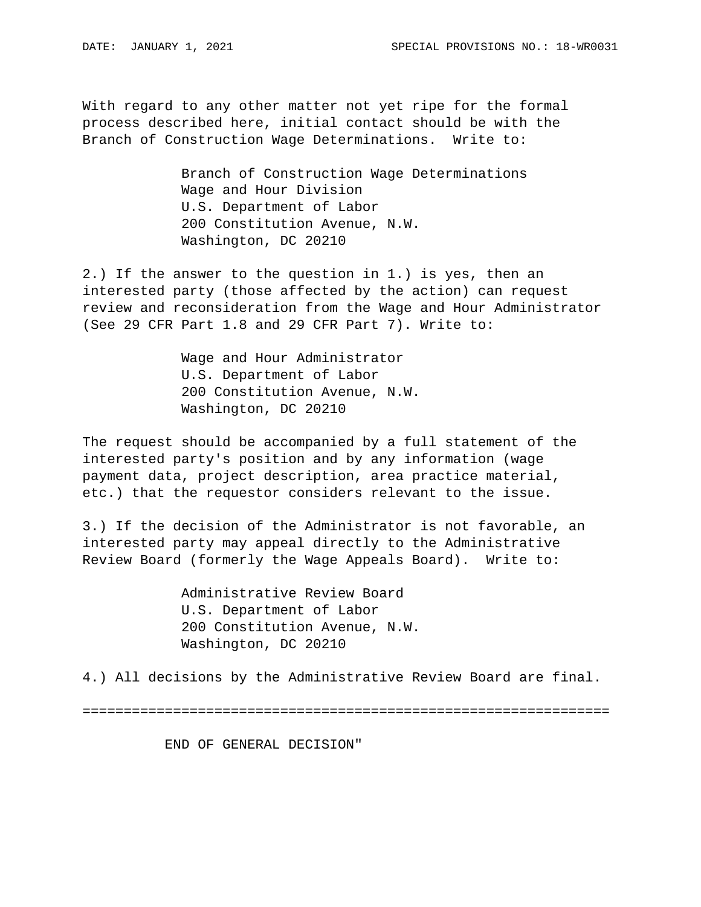With regard to any other matter not yet ripe for the formal process described here, initial contact should be with the Branch of Construction Wage Determinations. Write to:

Branch of Construction Wage Determinations
Wage and Hour Division
U.S. Department of Labor
200 Constitution Avenue, N.W.
Washington, DC 20210

2.) If the answer to the question in 1.) is yes, then an interested party (those affected by the action) can request review and reconsideration from the Wage and Hour Administrator (See 29 CFR Part 1.8 and 29 CFR Part 7). Write to:

Wage and Hour Administrator
U.S. Department of Labor
200 Constitution Avenue, N.W.
Washington, DC 20210

The request should be accompanied by a full statement of the interested party's position and by any information (wage payment data, project description, area practice material, etc.) that the requestor considers relevant to the issue.

3.) If the decision of the Administrator is not favorable, an interested party may appeal directly to the Administrative Review Board (formerly the Wage Appeals Board). Write to:

Administrative Review Board
U.S. Department of Labor
200 Constitution Avenue, N.W.
Washington, DC 20210

4.) All decisions by the Administrative Review Board are final.

================================================================

END OF GENERAL DECISION"